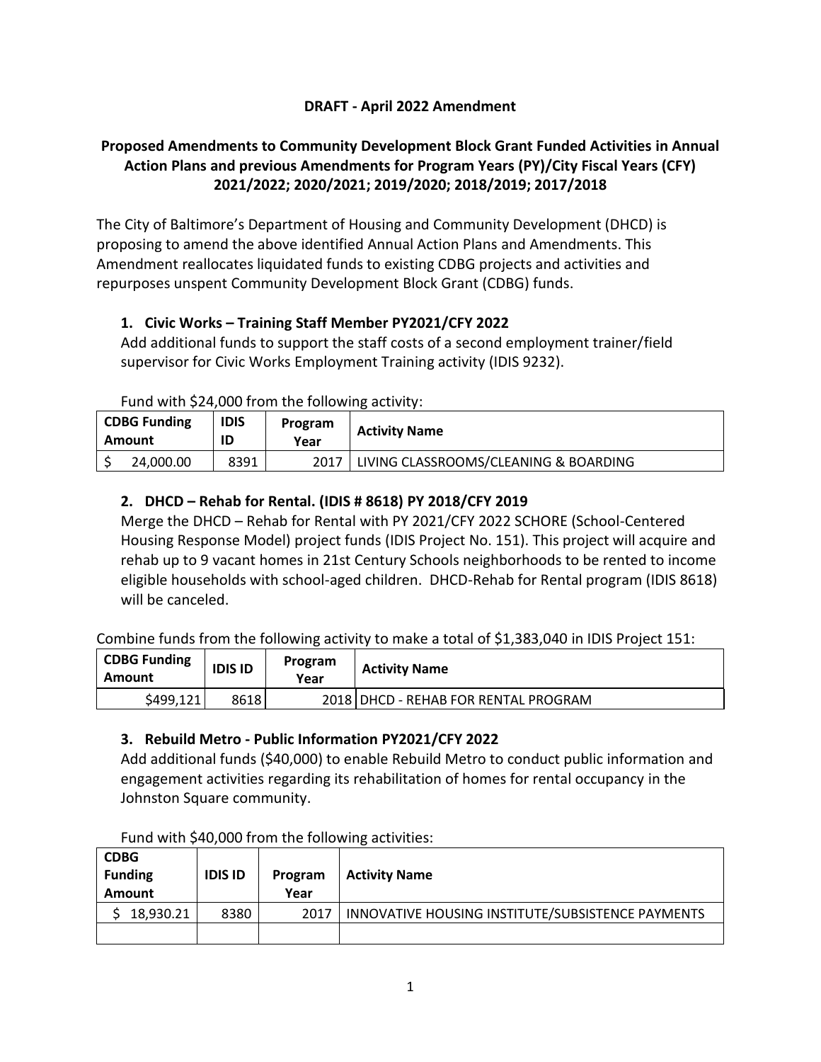**DRAFT - April 2022 Amendment**

**Proposed Amendments to Community Development Block Grant Funded Activities in Annual Action Plans and previous Amendments for Program Years (PY)/City Fiscal Years (CFY) 2021/2022; 2020/2021; 2019/2020; 2018/2019; 2017/2018**

The City of Baltimore's Department of Housing and Community Development (DHCD) is proposing to amend the above identified Annual Action Plans and Amendments. This Amendment reallocates liquidated funds to existing CDBG projects and activities and repurposes unspent Community Development Block Grant (CDBG) funds.

### 1. Civic Works – Training Staff Member PY2021/CFY 2022

Add additional funds to support the staff costs of a second employment trainer/field supervisor for Civic Works Employment Training activity (IDIS 9232).

Fund with $24,000 from the following activity:

| CDBG Funding Amount | IDIS ID | Program Year | Activity Name |
|---|---|---|---|
| $ 24,000.00 | 8391 | 2017 | LIVING CLASSROOMS/CLEANING & BOARDING |

### 2. DHCD – Rehab for Rental. (IDIS # 8618) PY 2018/CFY 2019

Merge the DHCD – Rehab for Rental with PY 2021/CFY 2022 SCHORE (School-Centered Housing Response Model) project funds (IDIS Project No. 151). This project will acquire and rehab up to 9 vacant homes in 21st Century Schools neighborhoods to be rented to income eligible households with school-aged children. DHCD-Rehab for Rental program (IDIS 8618) will be canceled.

Combine funds from the following activity to make a total of $1,383,040 in IDIS Project 151:

| CDBG Funding Amount | IDIS ID | Program Year | Activity Name |
|---|---|---|---|
| $499,121 | 8618 | 2018 | DHCD - REHAB FOR RENTAL PROGRAM |

### 3. Rebuild Metro - Public Information PY2021/CFY 2022

Add additional funds ($40,000) to enable Rebuild Metro to conduct public information and engagement activities regarding its rehabilitation of homes for rental occupancy in the Johnston Square community.

Fund with $40,000 from the following activities:

| CDBG Funding Amount | IDIS ID | Program Year | Activity Name |
|---|---|---|---|
| $ 18,930.21 | 8380 | 2017 | INNOVATIVE HOUSING INSTITUTE/SUBSISTENCE PAYMENTS |
| | | | |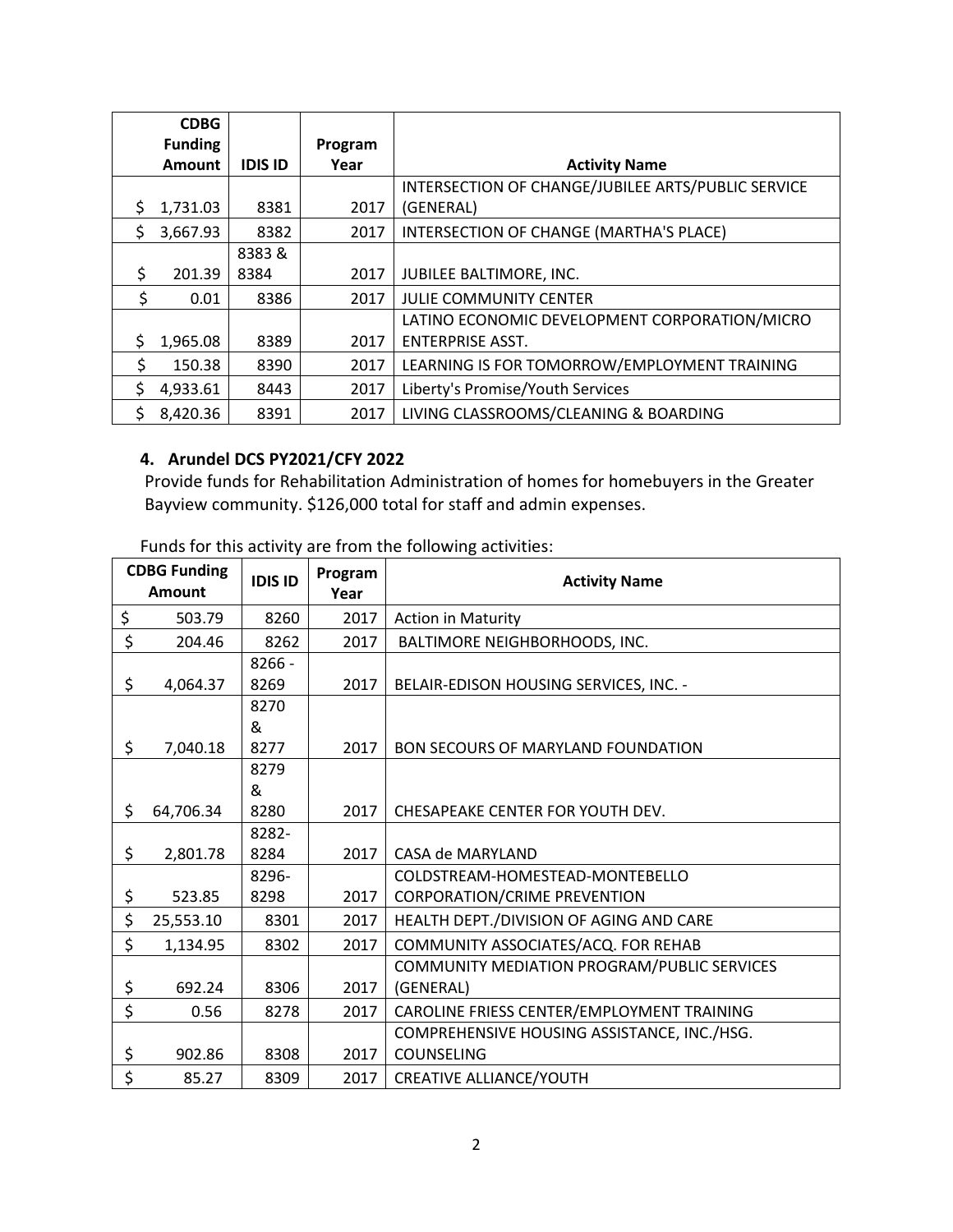| CDBG Funding Amount | IDIS ID | Program Year | Activity Name |
|---|---|---|---|
| $ 1,731.03 | 8381 | 2017 | INTERSECTION OF CHANGE/JUBILEE ARTS/PUBLIC SERVICE (GENERAL) |
| $ 3,667.93 | 8382 | 2017 | INTERSECTION OF CHANGE (MARTHA'S PLACE) |
| $ 201.39 | 8383 & 8384 | 2017 | JUBILEE BALTIMORE, INC. |
| $ 0.01 | 8386 | 2017 | JULIE COMMUNITY CENTER |
| $ 1,965.08 | 8389 | 2017 | LATINO ECONOMIC DEVELOPMENT CORPORATION/MICRO ENTERPRISE ASST. |
| $ 150.38 | 8390 | 2017 | LEARNING IS FOR TOMORROW/EMPLOYMENT TRAINING |
| $ 4,933.61 | 8443 | 2017 | Liberty's Promise/Youth Services |
| $ 8,420.36 | 8391 | 2017 | LIVING CLASSROOMS/CLEANING & BOARDING |

**4. Arundel DCS PY2021/CFY 2022**

Provide funds for Rehabilitation Administration of homes for homebuyers in the Greater Bayview community. $126,000 total for staff and admin expenses.

Funds for this activity are from the following activities:

| CDBG Funding Amount | IDIS ID | Program Year | Activity Name |
|---|---|---|---|
| $ 503.79 | 8260 | 2017 | Action in Maturity |
| $ 204.46 | 8262 | 2017 | BALTIMORE NEIGHBORHOODS, INC. |
| $ 4,064.37 | 8266 - 8269 | 2017 | BELAIR-EDISON HOUSING SERVICES, INC. - |
| $ 7,040.18 | 8270 & 8277 | 2017 | BON SECOURS OF MARYLAND FOUNDATION |
| $ 64,706.34 | 8279 & 8280 | 2017 | CHESAPEAKE CENTER FOR YOUTH DEV. |
| $ 2,801.78 | 8282-8284 | 2017 | CASA de MARYLAND |
| $ 523.85 | 8296-8298 | 2017 | COLDSTREAM-HOMESTEAD-MONTEBELLO CORPORATION/CRIME PREVENTION |
| $ 25,553.10 | 8301 | 2017 | HEALTH DEPT./DIVISION OF AGING AND CARE |
| $ 1,134.95 | 8302 | 2017 | COMMUNITY ASSOCIATES/ACQ. FOR REHAB |
| $ 692.24 | 8306 | 2017 | COMMUNITY MEDIATION PROGRAM/PUBLIC SERVICES (GENERAL) |
| $ 0.56 | 8278 | 2017 | CAROLINE FRIESS CENTER/EMPLOYMENT TRAINING |
| $ 902.86 | 8308 | 2017 | COMPREHENSIVE HOUSING ASSISTANCE, INC./HSG. COUNSELING |
| $ 85.27 | 8309 | 2017 | CREATIVE ALLIANCE/YOUTH |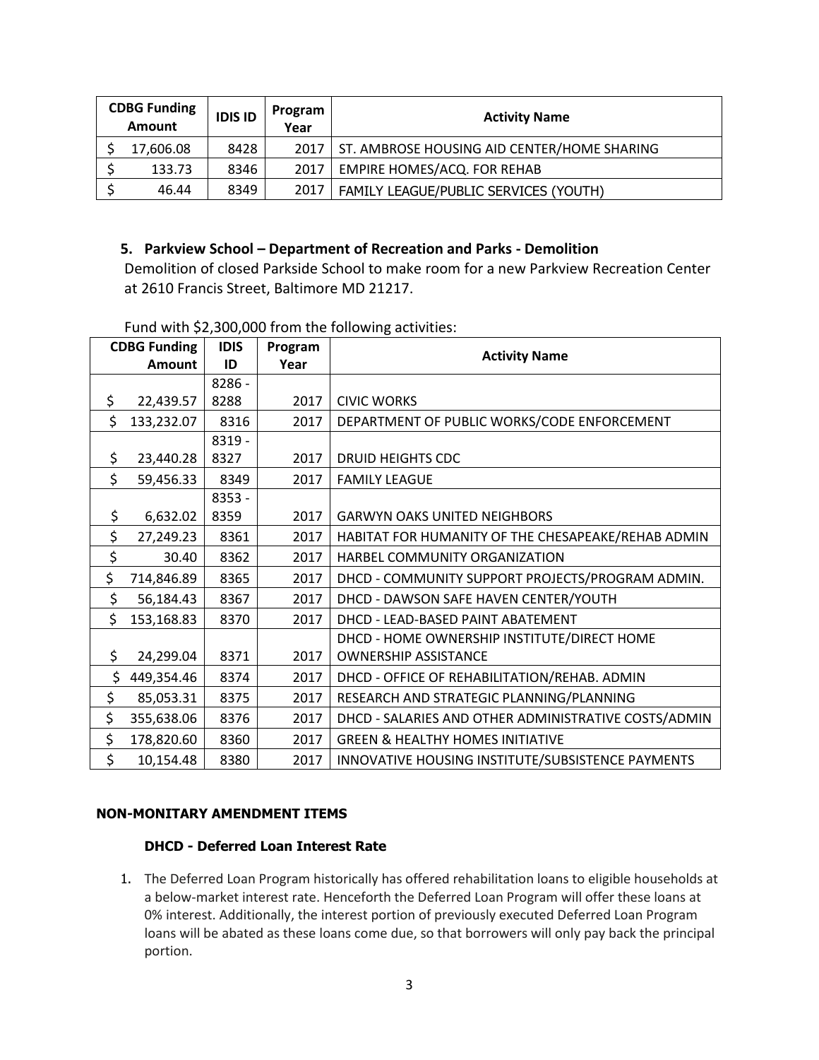| CDBG Funding Amount | IDIS ID | Program Year | Activity Name |
|---|---|---|---|
| $ 17,606.08 | 8428 | 2017 | ST. AMBROSE HOUSING AID CENTER/HOME SHARING |
| $ 133.73 | 8346 | 2017 | EMPIRE HOMES/ACQ. FOR REHAB |
| $ 46.44 | 8349 | 2017 | FAMILY LEAGUE/PUBLIC SERVICES (YOUTH) |

**5. Parkview School – Department of Recreation and Parks - Demolition**

Demolition of closed Parkside School to make room for a new Parkview Recreation Center at 2610 Francis Street, Baltimore MD 21217.

Fund with $2,300,000 from the following activities:

| CDBG Funding Amount | IDIS ID | Program Year | Activity Name |
|---|---|---|---|
| $ 22,439.57 | 8286 - 8288 | 2017 | CIVIC WORKS |
| $ 133,232.07 | 8316 | 2017 | DEPARTMENT OF PUBLIC WORKS/CODE ENFORCEMENT |
| $ 23,440.28 | 8319 - 8327 | 2017 | DRUID HEIGHTS CDC |
| $ 59,456.33 | 8349 | 2017 | FAMILY LEAGUE |
| $ 6,632.02 | 8353 - 8359 | 2017 | GARWYN OAKS UNITED NEIGHBORS |
| $ 27,249.23 | 8361 | 2017 | HABITAT FOR HUMANITY OF THE CHESAPEAKE/REHAB ADMIN |
| $ 30.40 | 8362 | 2017 | HARBEL COMMUNITY ORGANIZATION |
| $ 714,846.89 | 8365 | 2017 | DHCD - COMMUNITY SUPPORT PROJECTS/PROGRAM ADMIN. |
| $ 56,184.43 | 8367 | 2017 | DHCD - DAWSON SAFE HAVEN CENTER/YOUTH |
| $ 153,168.83 | 8370 | 2017 | DHCD - LEAD-BASED PAINT ABATEMENT |
| $ 24,299.04 | 8371 | 2017 | DHCD - HOME OWNERSHIP INSTITUTE/DIRECT HOME OWNERSHIP ASSISTANCE |
| $ 449,354.46 | 8374 | 2017 | DHCD - OFFICE OF REHABILITATION/REHAB. ADMIN |
| $ 85,053.31 | 8375 | 2017 | RESEARCH AND STRATEGIC PLANNING/PLANNING |
| $ 355,638.06 | 8376 | 2017 | DHCD - SALARIES AND OTHER ADMINISTRATIVE COSTS/ADMIN |
| $ 178,820.60 | 8360 | 2017 | GREEN & HEALTHY HOMES INITIATIVE |
| $ 10,154.48 | 8380 | 2017 | INNOVATIVE HOUSING INSTITUTE/SUBSISTENCE PAYMENTS |

**NON-MONITARY AMENDMENT ITEMS**

**DHCD - Deferred Loan Interest Rate**

1. The Deferred Loan Program historically has offered rehabilitation loans to eligible households at a below-market interest rate. Henceforth the Deferred Loan Program will offer these loans at 0% interest. Additionally, the interest portion of previously executed Deferred Loan Program loans will be abated as these loans come due, so that borrowers will only pay back the principal portion.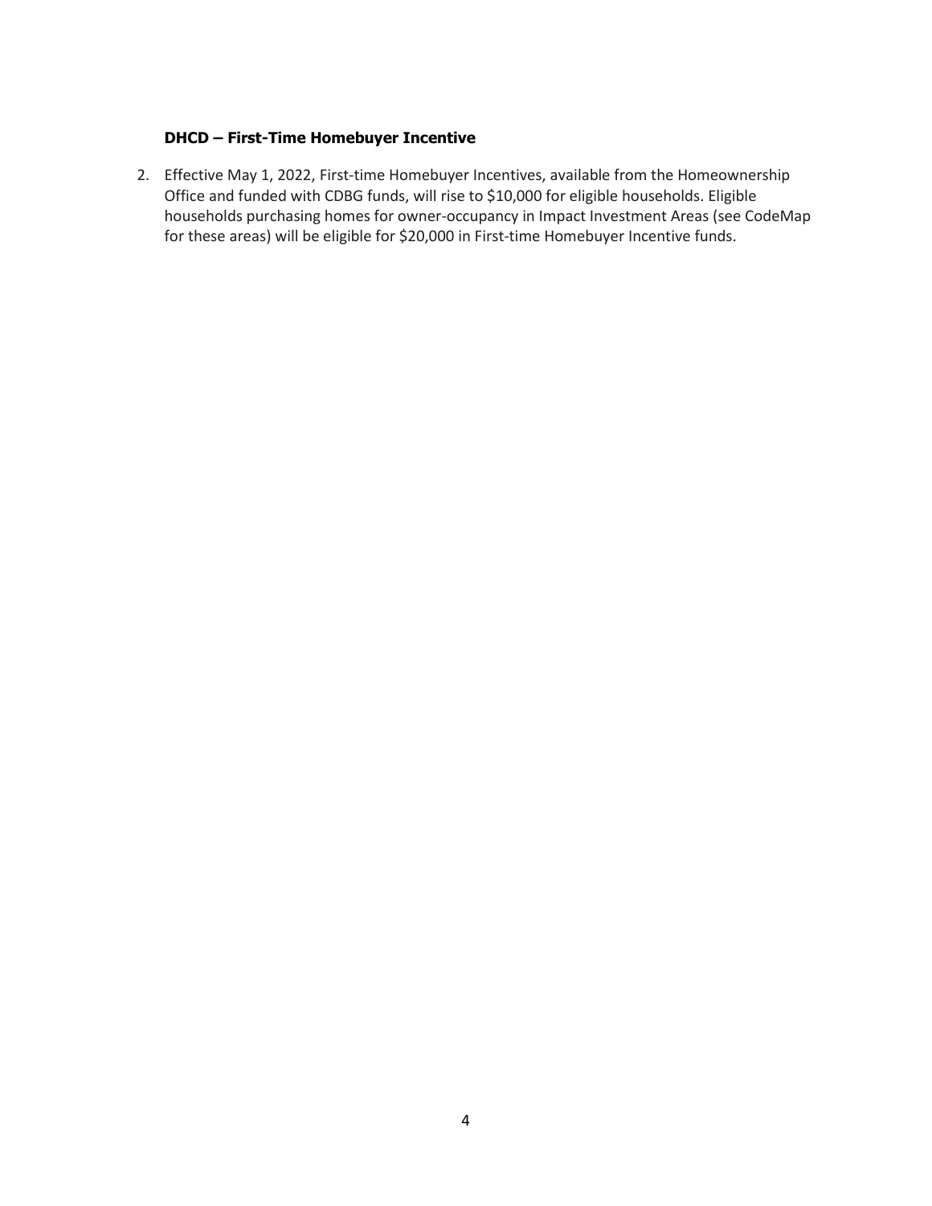**DHCD – First-Time Homebuyer Incentive**

2. Effective May 1, 2022, First-time Homebuyer Incentives, available from the Homeownership Office and funded with CDBG funds, will rise to $10,000 for eligible households. Eligible households purchasing homes for owner-occupancy in Impact Investment Areas (see CodeMap for these areas) will be eligible for $20,000 in First-time Homebuyer Incentive funds.